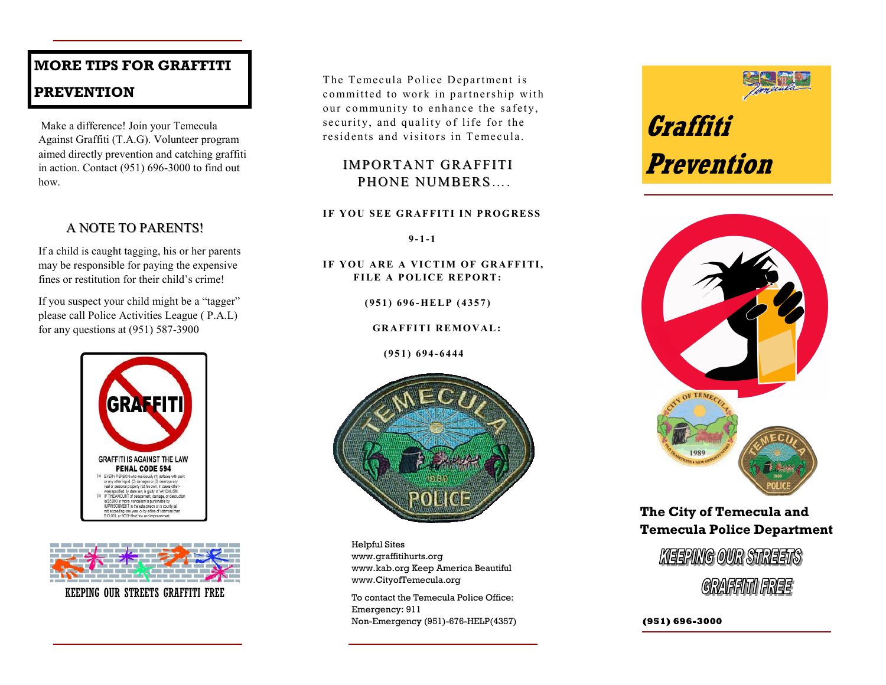## MORE TIPS FOR GRAFFITI PREVENTION

Make a difference! Join your Temecula Against Graffiti (T.A.G). Volunteer program aimed directly prevention and catching graffiti in action. Contact (951) 696-3000 to find out how.

### A NOTE TO PARENTS!

If a child is caught tagging, his or her parents may be responsible for paying the expensive fines or restitution for their child's crime!

If you suspect your child might be a "tagger" please call Police Activities League ( P.A.L) for any questions at (951) 587-3900

GRAFFITI

GRAFFITI IS AGAINST THE LAW

PENAL CODE 594

(a) EVERY PERSON who maliciously (1) defaces with paint or any other liquid, (2) damages or (3) destroys any real or personal property not his own, in cases otherwise specified by state law, is guilty of VANDALISM.

(b) IF THE AMOUNT of defacement, damage, or destruction is $5,000 or more, vandalism is punishable by IMPRISONMENT in the state prison or in county jail not exceeding one year, or by a fine of not more than $10,000, or BOTH that fine and imprisonment.

KEEPING OUR STREETS GRAFFITI FREE

The Temecula Police Department is committed to work in partnership with our community to enhance the safety, security, and quality of life for the residents and visitors in Temecula.

### IMPORTANT GRAFFITI PHONE NUMBERS....

**IF YOU SEE GRAFFITI IN PROGRESS**

**9-1-1**

**IF YOU ARE A VICTIM OF GRAFFITI, FILE A POLICE REPORT:**

**(951) 696-HELP (4357)**

**GRAFFITI REMOVAL:**

**(951) 694-6444**

Helpful Sites
www.graffitihurts.org
www.kab.org Keep America Beautiful
www.CityofTemecula.org

To contact the Temecula Police Office:
Emergency: 911
Non-Emergency (951)-676-HELP(4357)

# *Graffiti Prevention*

**The City of Temecula and Temecula Police Department**

***KEEPING OUR STREETS GRAFFITI FREE***

**(951) 696-3000**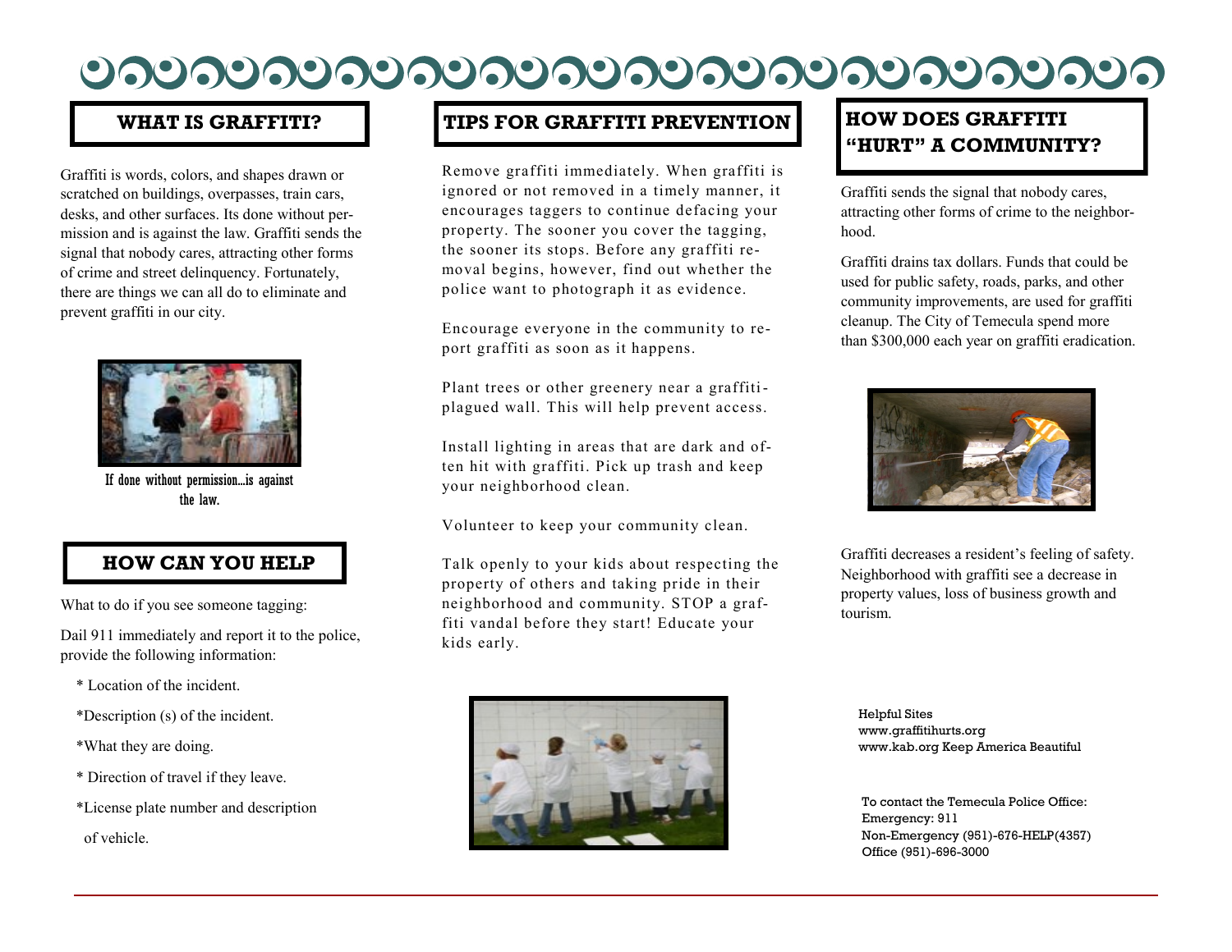## WHAT IS GRAFFITI?

Graffiti is words, colors, and shapes drawn or scratched on buildings, overpasses, train cars, desks, and other surfaces. Its done without permission and is against the law. Graffiti sends the signal that nobody cares, attracting other forms of crime and street delinquency. Fortunately, there are things we can all do to eliminate and prevent graffiti in our city.

If done without permission...is against the law.

## HOW CAN YOU HELP

What to do if you see someone tagging:

Dail 911 immediately and report it to the police, provide the following information:

* Location of the incident.
* Description (s) of the incident.
* What they are doing.
* Direction of travel if they leave.
* License plate number and description of vehicle.

## TIPS FOR GRAFFITI PREVENTION

Remove graffiti immediately. When graffiti is ignored or not removed in a timely manner, it encourages taggers to continue defacing your property. The sooner you cover the tagging, the sooner its stops. Before any graffiti removal begins, however, find out whether the police want to photograph it as evidence.

Encourage everyone in the community to report graffiti as soon as it happens.

Plant trees or other greenery near a graffiti-plagued wall. This will help prevent access.

Install lighting in areas that are dark and often hit with graffiti. Pick up trash and keep your neighborhood clean.

Volunteer to keep your community clean.

Talk openly to your kids about respecting the property of others and taking pride in their neighborhood and community. STOP a graffiti vandal before they start! Educate your kids early.

## HOW DOES GRAFFITI "HURT" A COMMUNITY?

Graffiti sends the signal that nobody cares, attracting other forms of crime to the neighborhood.

Graffiti drains tax dollars. Funds that could be used for public safety, roads, parks, and other community improvements, are used for graffiti cleanup. The City of Temecula spend more than $300,000 each year on graffiti eradication.

Graffiti decreases a resident's feeling of safety. Neighborhood with graffiti see a decrease in property values, loss of business growth and tourism.

Helpful Sites
www.graffitihurts.org
www.kab.org Keep America Beautiful

To contact the Temecula Police Office:
Emergency: 911
Non-Emergency (951)-676-HELP(4357)
Office (951)-696-3000